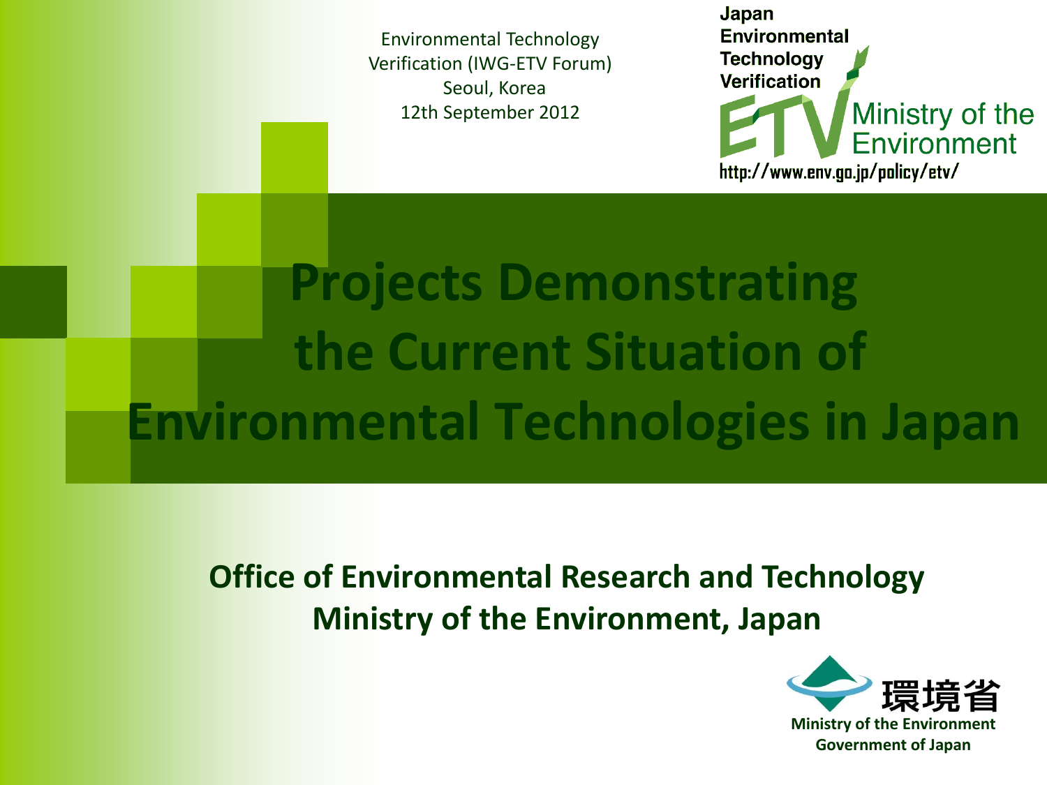Environmental Technology
Verification (IWG-ETV Forum)
Seoul, Korea
12th September 2012

Japan
Environmental
Technology
Verification
ETV Ministry of the Environment
http://www.env.go.jp/policy/etv/

# Projects Demonstrating the Current Situation of Environmental Technologies in Japan

**Office of Environmental Research and Technology**
**Ministry of the Environment, Japan**

環境省
Ministry of the Environment
Government of Japan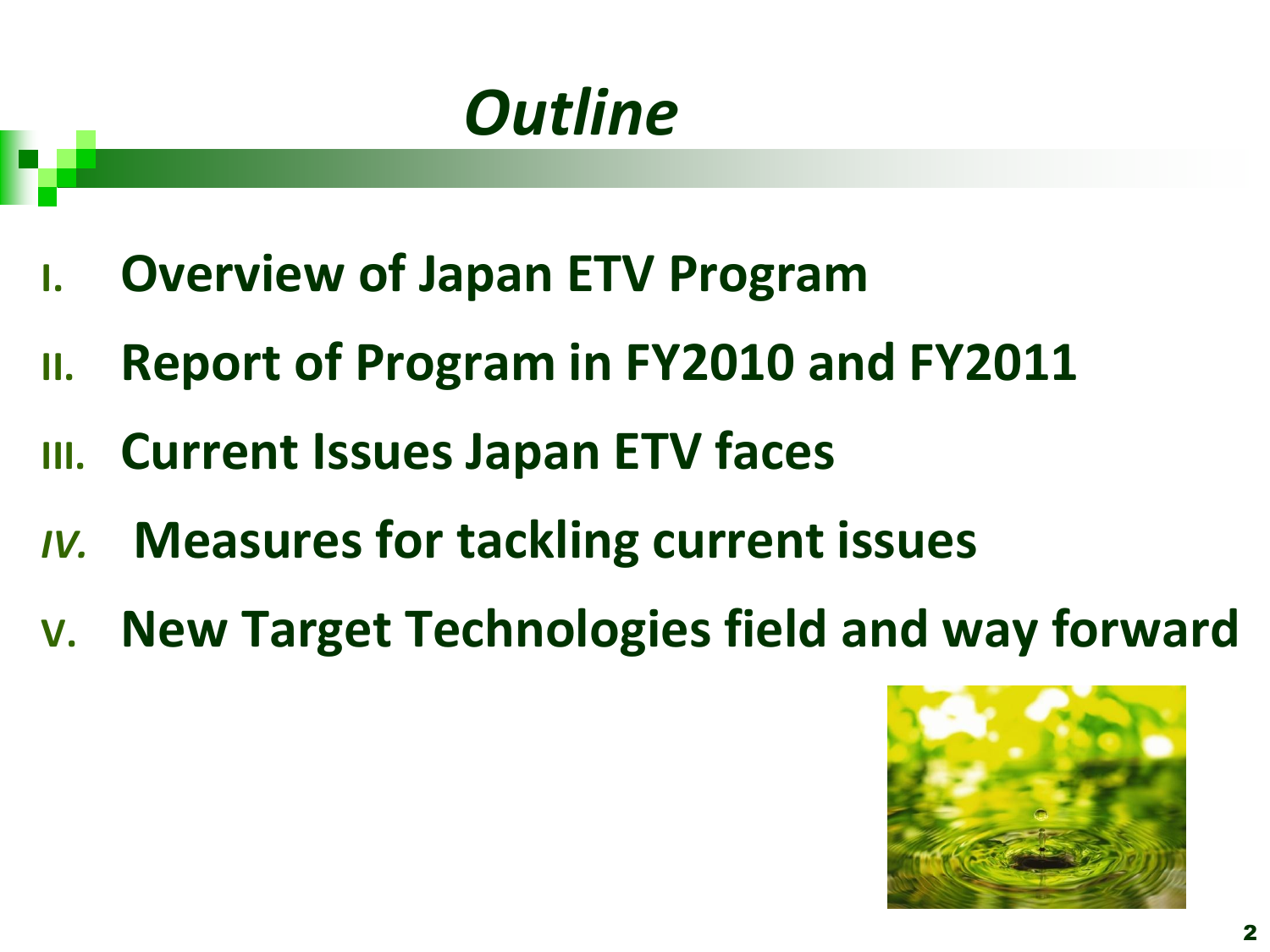# Outline

I. **Overview of Japan ETV Program**

II. **Report of Program in FY2010 and FY2011**

III. **Current Issues Japan ETV faces**

*IV.* **Measures for tackling current issues**

V. **New Target Technologies field and way forward**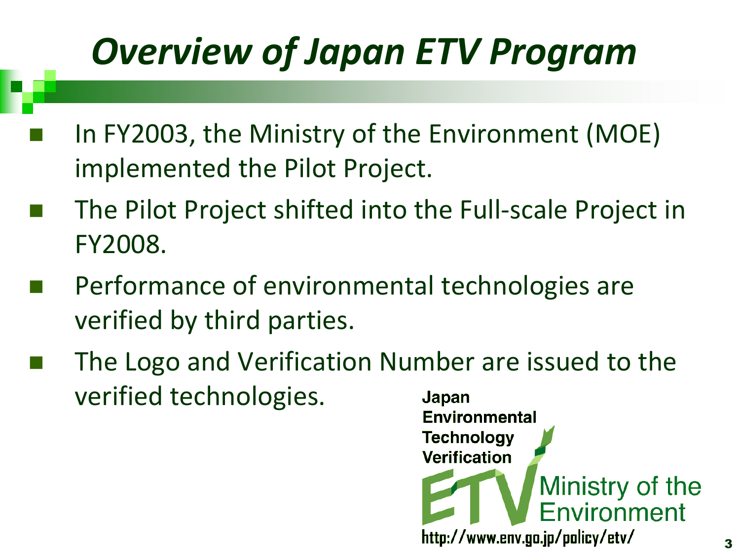# Overview of Japan ETV Program

- In FY2003, the Ministry of the Environment (MOE) implemented the Pilot Project.
- The Pilot Project shifted into the Full-scale Project in FY2008.
- Performance of environmental technologies are verified by third parties.
- The Logo and Verification Number are issued to the verified technologies.

Japan Environmental Technology Verification

ETV Ministry of the Environment

http://www.env.go.jp/policy/etv/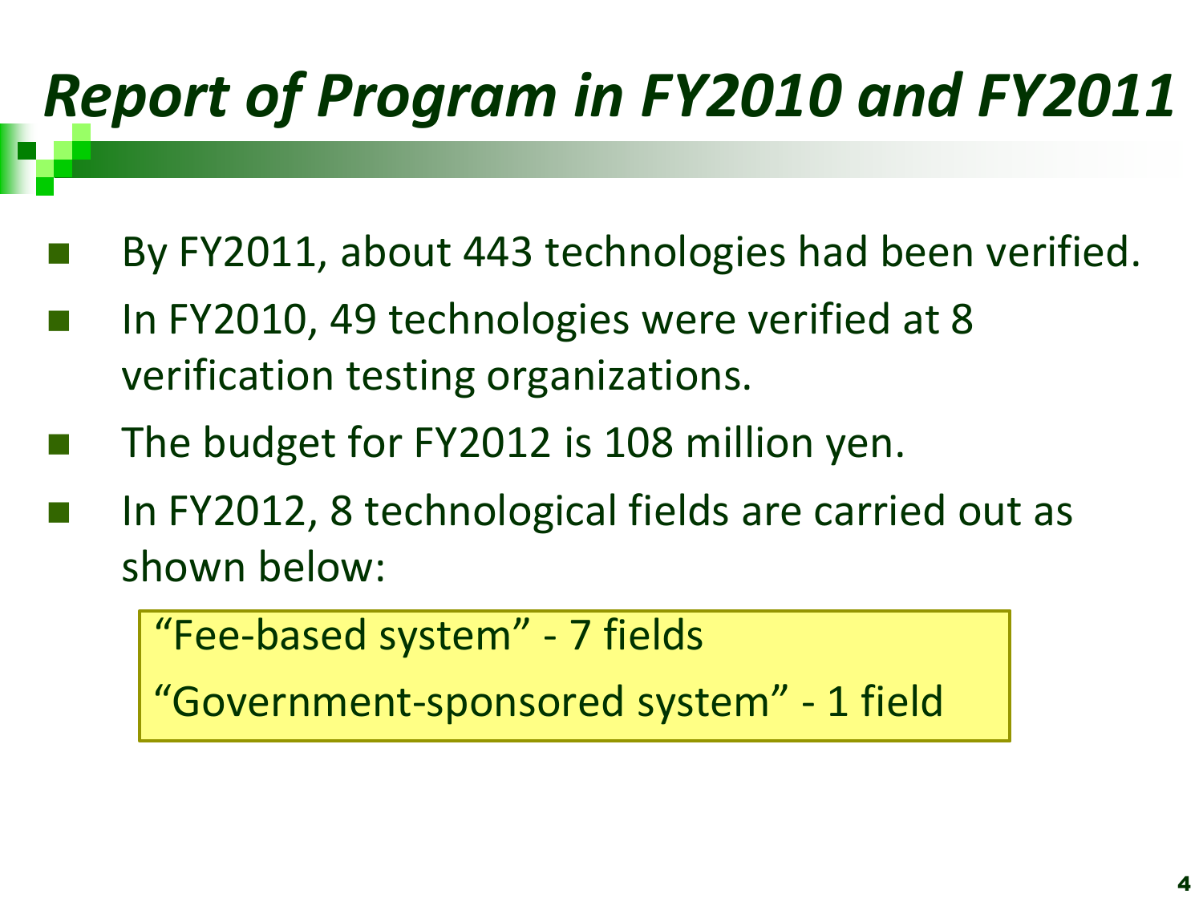# *Report of Program in FY2010 and FY2011*

- By FY2011, about 443 technologies had been verified.
- In FY2010, 49 technologies were verified at 8 verification testing organizations.
- The budget for FY2012 is 108 million yen.
- In FY2012, 8 technological fields are carried out as shown below:

> "Fee-based system" - 7 fields
>
> "Government-sponsored system" - 1 field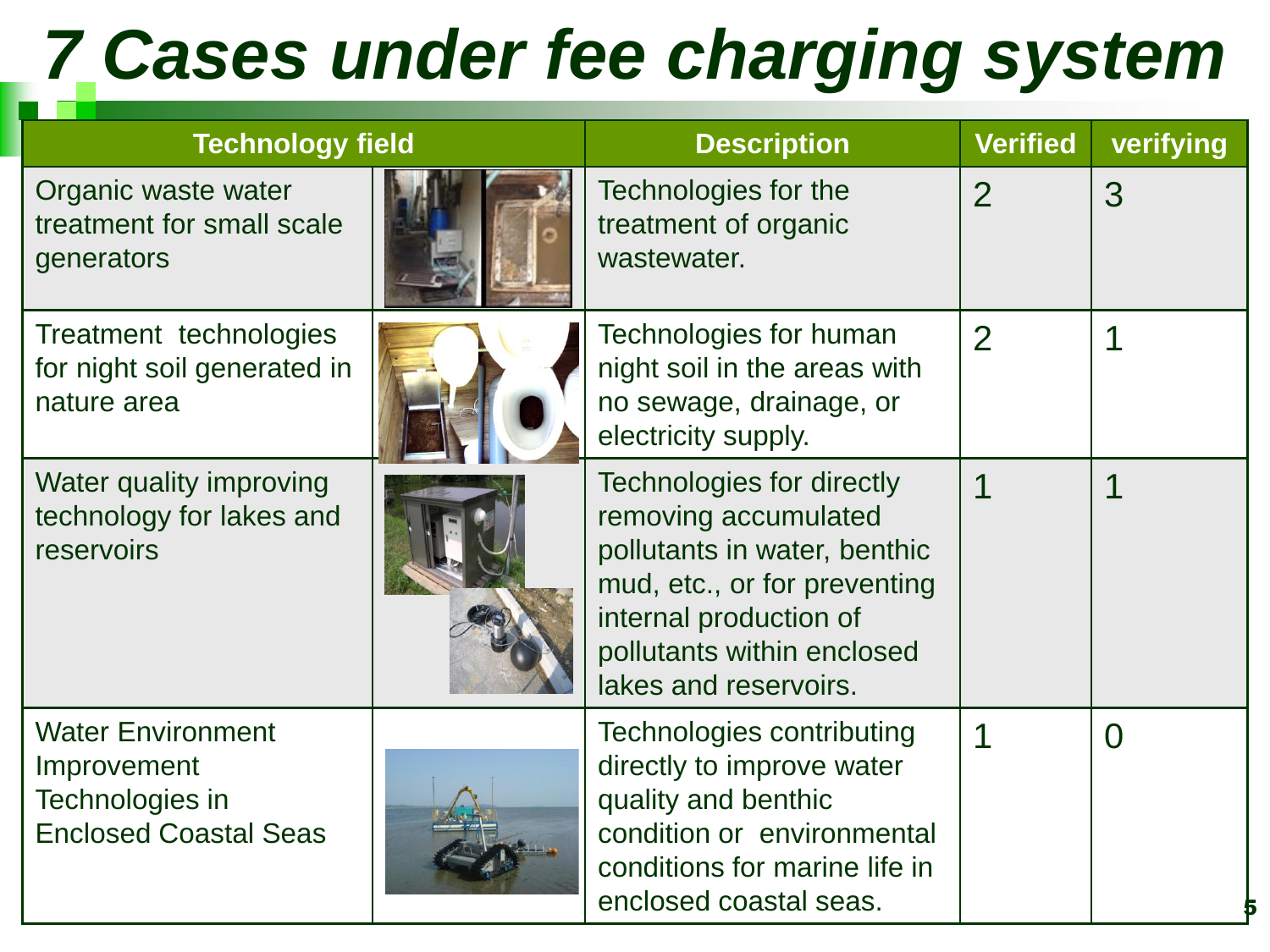# 7 Cases under fee charging system

| Technology field | | Description | Verified | verifying |
|---|---|---|---|---|
| Organic waste water treatment for small scale generators | | Technologies for the treatment of organic wastewater. | 2 | 3 |
| Treatment technologies for night soil generated in nature area | | Technologies for human night soil in the areas with no sewage, drainage, or electricity supply. | 2 | 1 |
| Water quality improving technology for lakes and reservoirs | | Technologies for directly removing accumulated pollutants in water, benthic mud, etc., or for preventing internal production of pollutants within enclosed lakes and reservoirs. | 1 | 1 |
| Water Environment Improvement Technologies in Enclosed Coastal Seas | | Technologies contributing directly to improve water quality and benthic condition or environmental conditions for marine life in enclosed coastal seas. | 1 | 0 |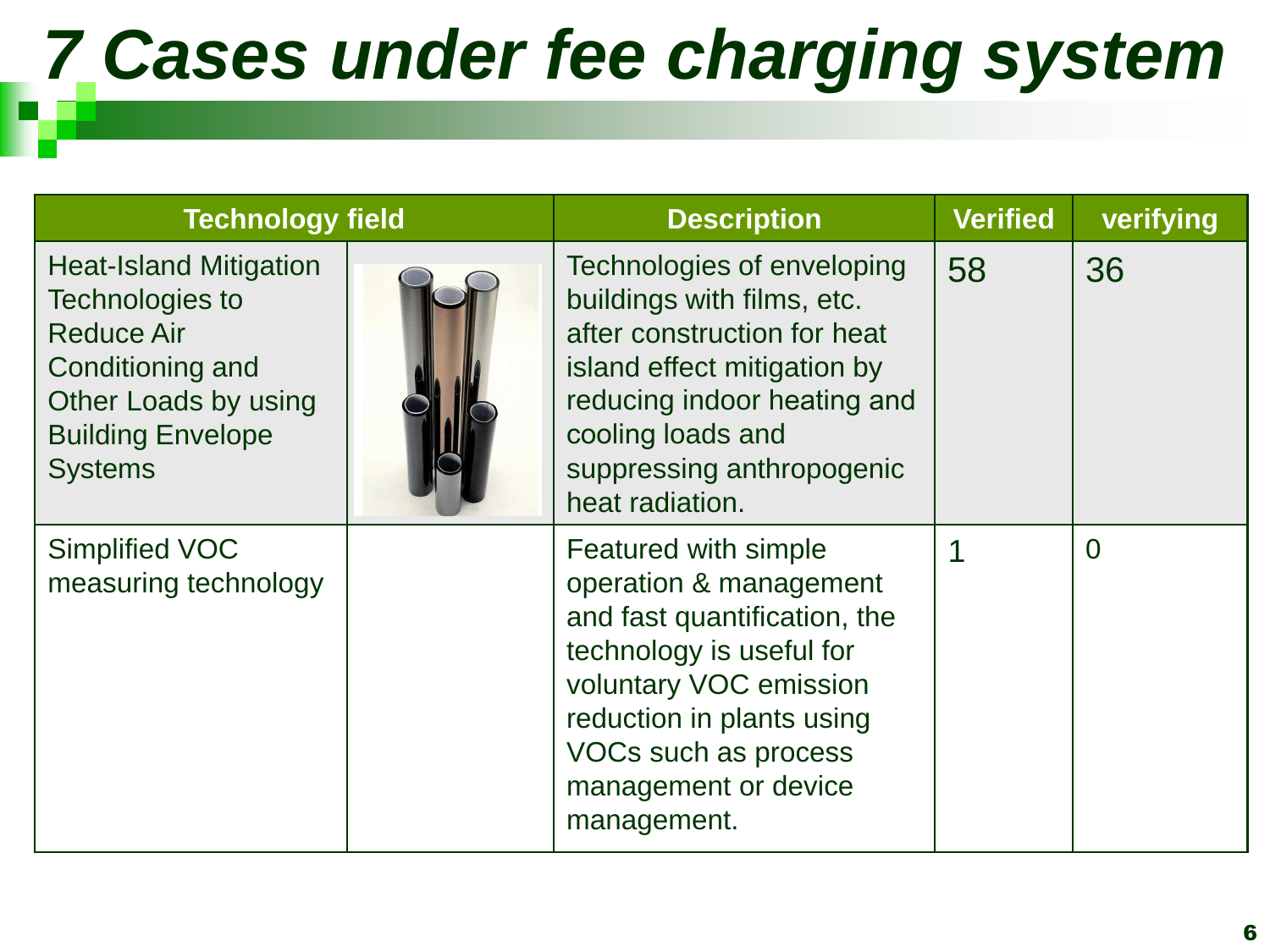# 7 Cases under fee charging system

| Technology field | | Description | Verified | verifying |
|---|---|---|---|---|
| Heat-Island Mitigation Technologies to Reduce Air Conditioning and Other Loads by using Building Envelope Systems | | Technologies of enveloping buildings with films, etc. after construction for heat island effect mitigation by reducing indoor heating and cooling loads and suppressing anthropogenic heat radiation. | 58 | 36 |
| Simplified VOC measuring technology | | Featured with simple operation & management and fast quantification, the technology is useful for voluntary VOC emission reduction in plants using VOCs such as process management or device management. | 1 | 0 |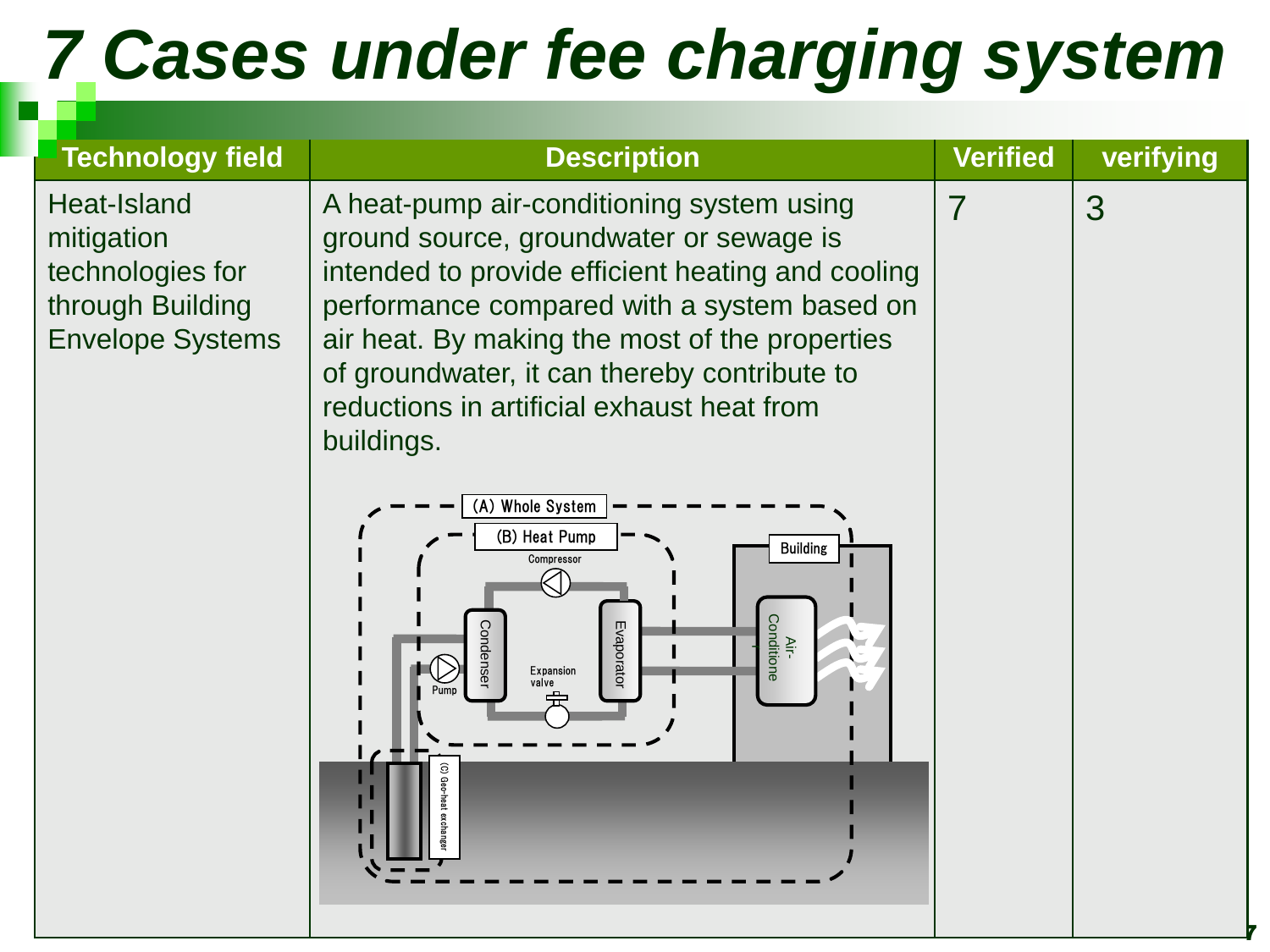# 7 Cases under fee charging system

| Technology field | Description | Verified | verifying |
|---|---|---|---|
| Heat-Island mitigation technologies for through Building Envelope Systems | A heat-pump air-conditioning system using ground source, groundwater or sewage is intended to provide efficient heating and cooling performance compared with a system based on air heat. By making the most of the properties of groundwater, it can thereby contribute to reductions in artificial exhaust heat from buildings. | 7 | 3 |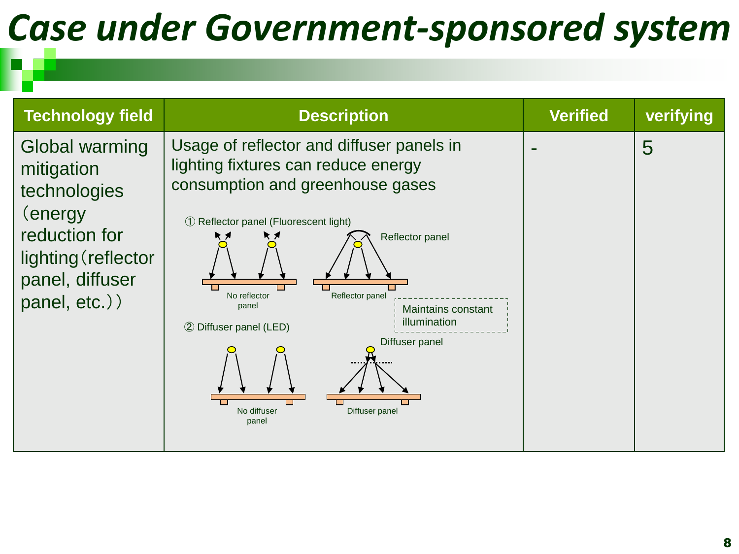# Case under Government-sponsored system

| Technology field | Description | Verified | verifying |
|---|---|---|---|
| Global warming mitigation technologies（energy reduction for lighting（reflector panel, diffuser panel, etc.）） | Usage of reflector and diffuser panels in lighting fixtures can reduce energy consumption and greenhouse gases<br><br>① Reflector panel (Fluorescent light)<br>No reflector panel / Reflector panel<br>Maintains constant illumination<br><br>② Diffuser panel (LED)<br>No diffuser panel / Diffuser panel | - | 5 |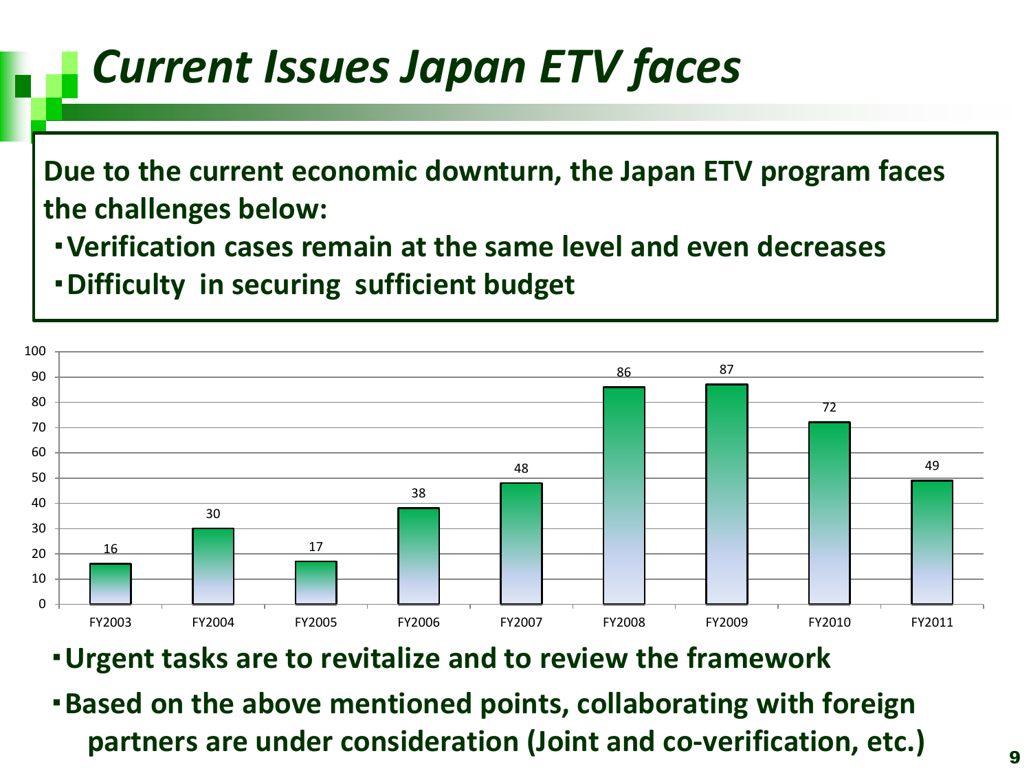# *Current Issues Japan ETV faces*

**Due to the current economic downturn, the Japan ETV program faces the challenges below:**

- **Verification cases remain at the same level and even decreases**
- **Difficulty in securing sufficient budget**

| FY2003 | FY2004 | FY2005 | FY2006 | FY2007 | FY2008 | FY2009 | FY2010 | FY2011 |
|---|---|---|---|---|---|---|---|---|
| 16 | 30 | 17 | 38 | 48 | 86 | 87 | 72 | 49 |

- **Urgent tasks are to revitalize and to review the framework**
- **Based on the above mentioned points, collaborating with foreign partners are under consideration (Joint and co-verification, etc.)**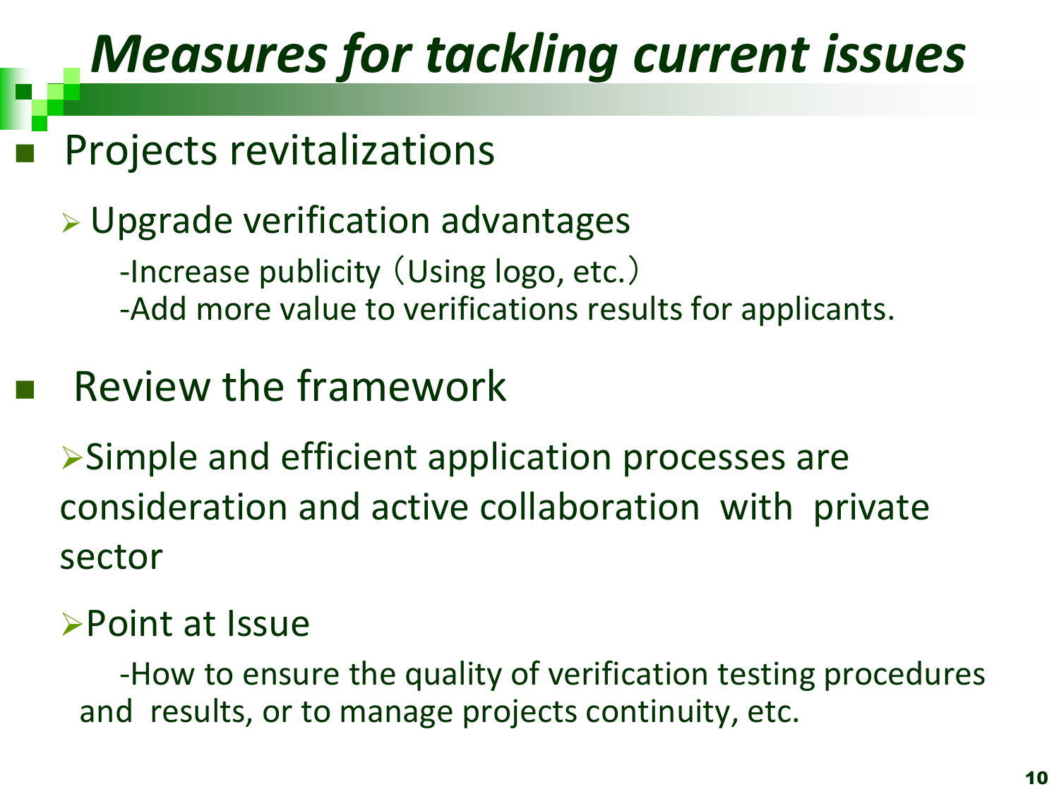# Measures for tackling current issues

- Projects revitalizations
  - Upgrade verification advantages

    -Increase publicity（Using logo, etc.）

    -Add more value to verifications results for applicants.

- Review the framework
  - Simple and efficient application processes are consideration and active collaboration with private sector
  - Point at Issue

    -How to ensure the quality of verification testing procedures and results, or to manage projects continuity, etc.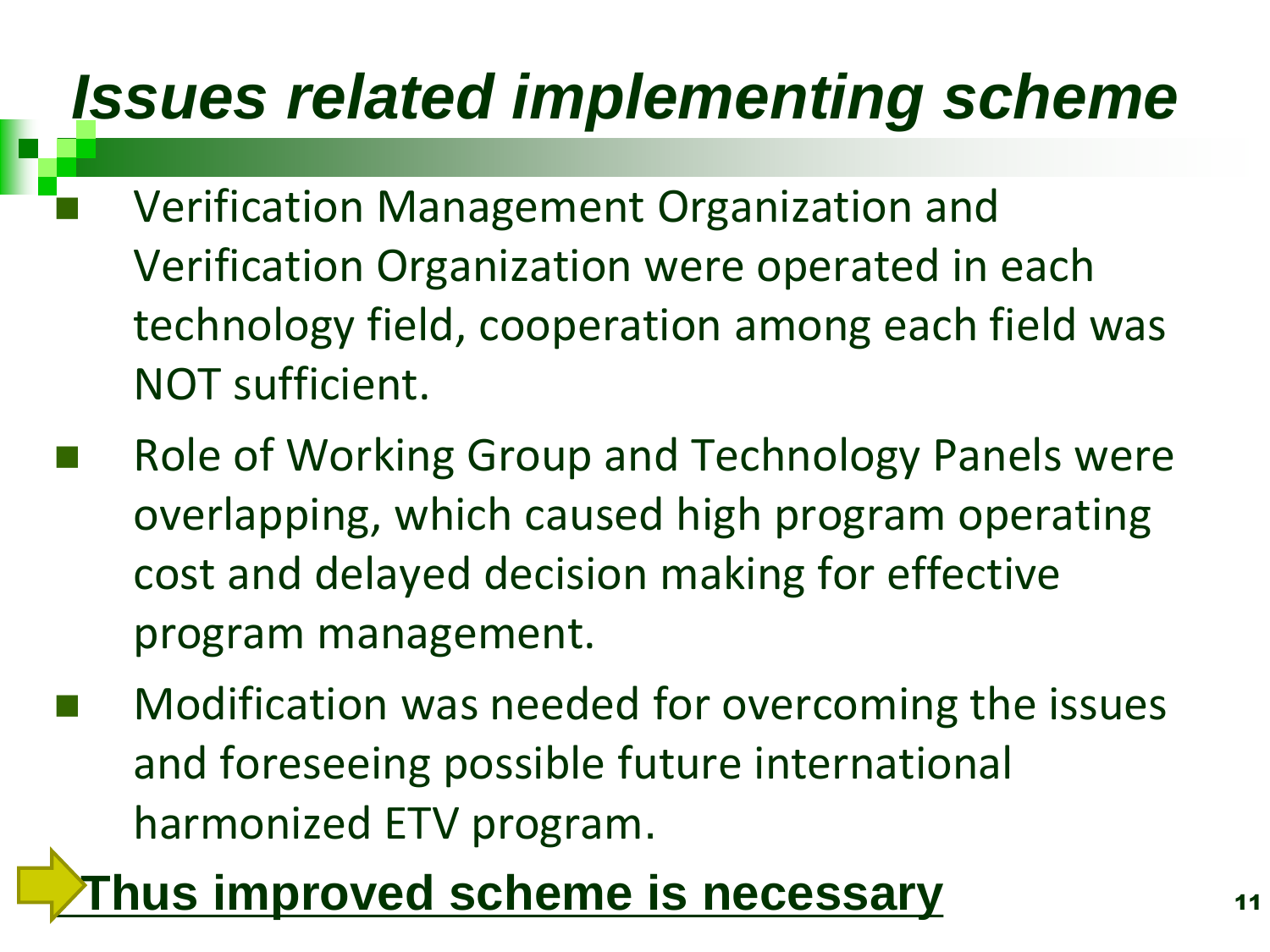# *Issues related implementing scheme*

- Verification Management Organization and Verification Organization were operated in each technology field, cooperation among each field was NOT sufficient.
- Role of Working Group and Technology Panels were overlapping, which caused high program operating cost and delayed decision making for effective program management.
- Modification was needed for overcoming the issues and foreseeing possible future international harmonized ETV program.

**Thus improved scheme is necessary**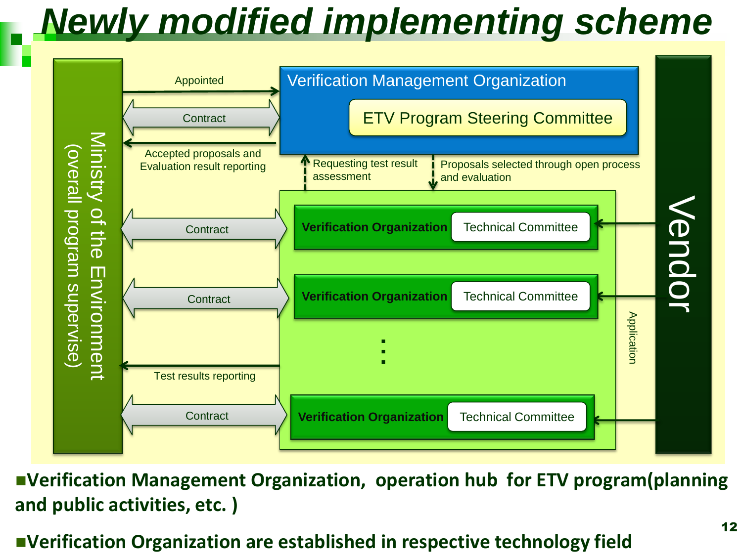# Newly modified implementing scheme

Ministry of the Environment (overall program supervise)

Appointed

Contract

Accepted proposals and Evaluation result reporting

Verification Management Organization

ETV Program Steering Committee

Requesting test result assessment

Proposals selected through open process and evaluation

Contract

Verification Organization | Technical Committee

Contract

Verification Organization | Technical Committee

:

Test results reporting

Contract

Verification Organization | Technical Committee

Application

Vendor

- **Verification Management Organization, operation hub for ETV program(planning and public activities, etc. )**
- **Verification Organization are established in respective technology field**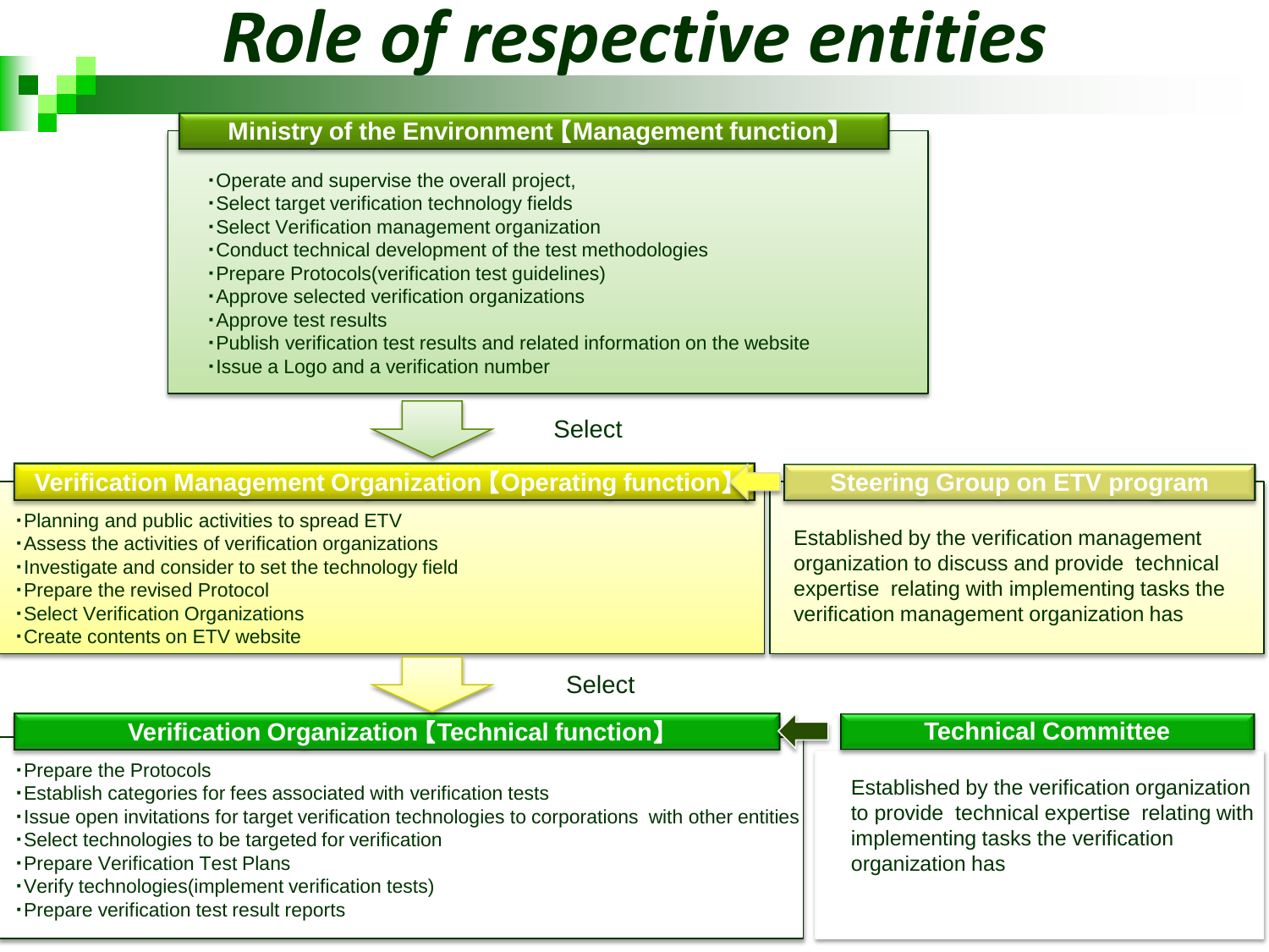# Role of respective entities

## Ministry of the Environment【Management function】

- Operate and supervise the overall project,
- Select target verification technology fields
- Select Verification management organization
- Conduct technical development of the test methodologies
- Prepare Protocols(verification test guidelines)
- Approve selected verification organizations
- Approve test results
- Publish verification test results and related information on the website
- Issue a Logo and a verification number

Select

## Verification Management Organization【Operating function】

- Planning and public activities to spread ETV
- Assess the activities of verification organizations
- Investigate and consider to set the technology field
- Prepare the revised Protocol
- Select Verification Organizations
- Create contents on ETV website

## Steering Group on ETV program

Established by the verification management organization to discuss and provide technical expertise relating with implementing tasks the verification management organization has

Select

## Verification Organization【Technical function】

- Prepare the Protocols
- Establish categories for fees associated with verification tests
- Issue open invitations for target verification technologies to corporations with other entities
- Select technologies to be targeted for verification
- Prepare Verification Test Plans
- Verify technologies(implement verification tests)
- Prepare verification test result reports

## Technical Committee

Established by the verification organization to provide technical expertise relating with implementing tasks the verification organization has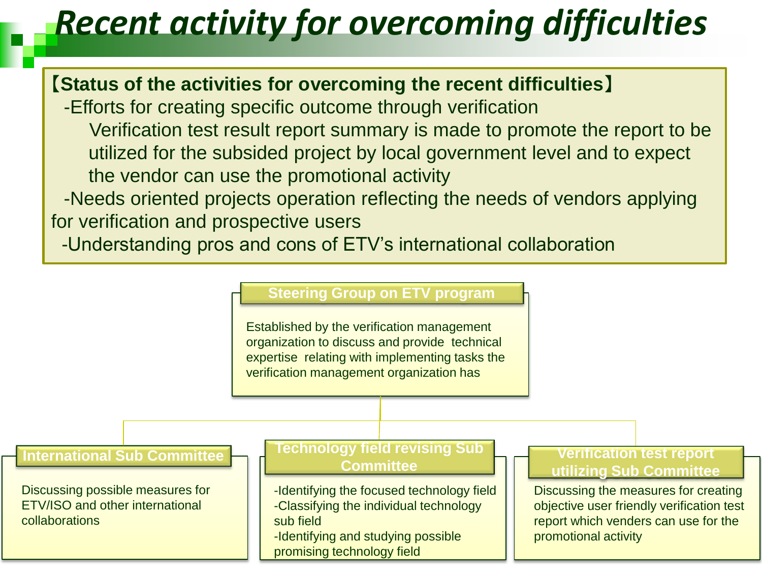# Recent activity for overcoming difficulties

**【Status of the activities for overcoming the recent difficulties】**

- Efforts for creating specific outcome through verification
  Verification test result report summary is made to promote the report to be utilized for the subsided project by local government level and to expect the vendor can use the promotional activity
- Needs oriented projects operation reflecting the needs of vendors applying for verification and prospective users
- Understanding pros and cons of ETV's international collaboration

**Steering Group on ETV program**

Established by the verification management organization to discuss and provide technical expertise relating with implementing tasks the verification management organization has

**International Sub Committee**

Discussing possible measures for ETV/ISO and other international collaborations

**Technology field revising Sub Committee**

- Identifying the focused technology field
- Classifying the individual technology sub field
- Identifying and studying possible promising technology field

**Verification test report utilizing Sub Committee**

Discussing the measures for creating objective user friendly verification test report which venders can use for the promotional activity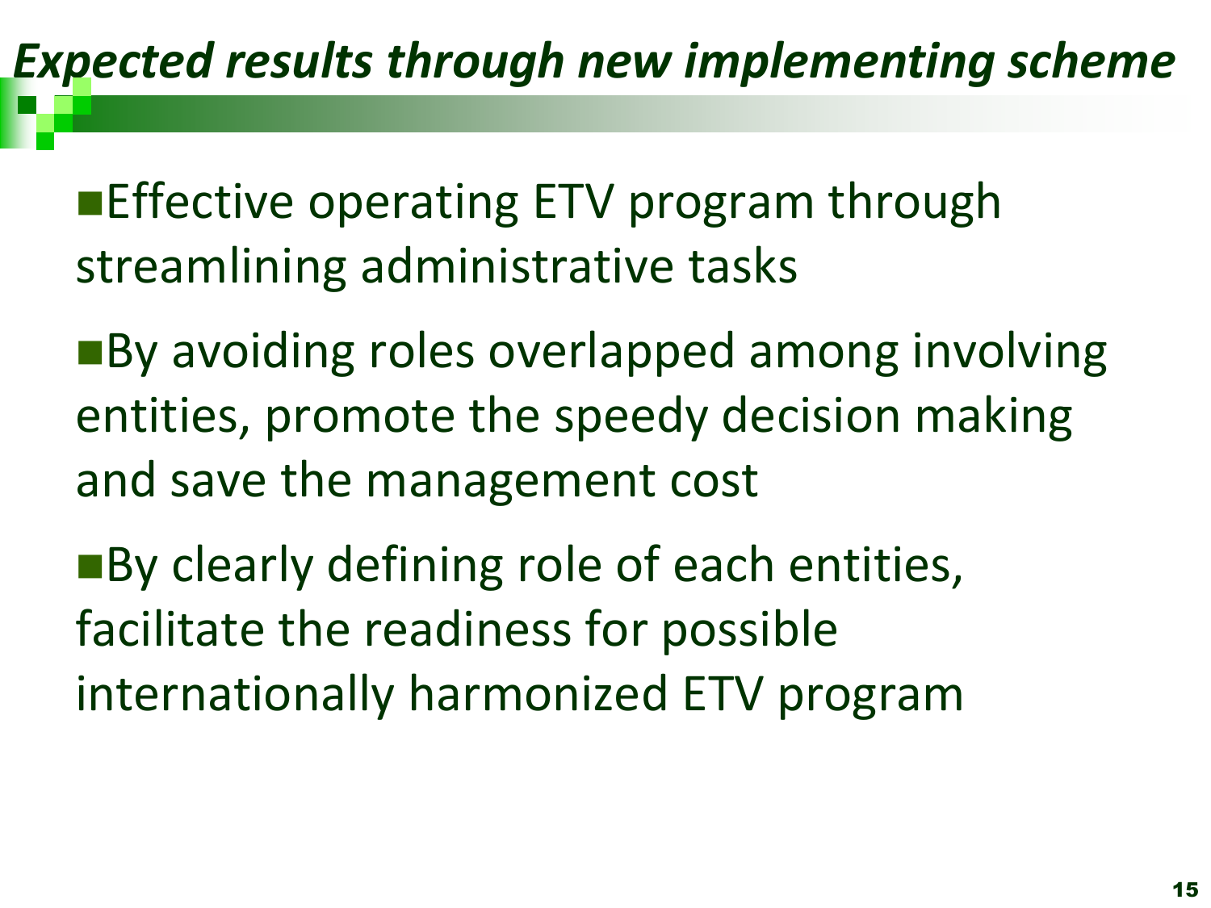# *Expected results through new implementing scheme*

- Effective operating ETV program through streamlining administrative tasks
- By avoiding roles overlapped among involving entities, promote the speedy decision making and save the management cost
- By clearly defining role of each entities, facilitate the readiness for possible internationally harmonized ETV program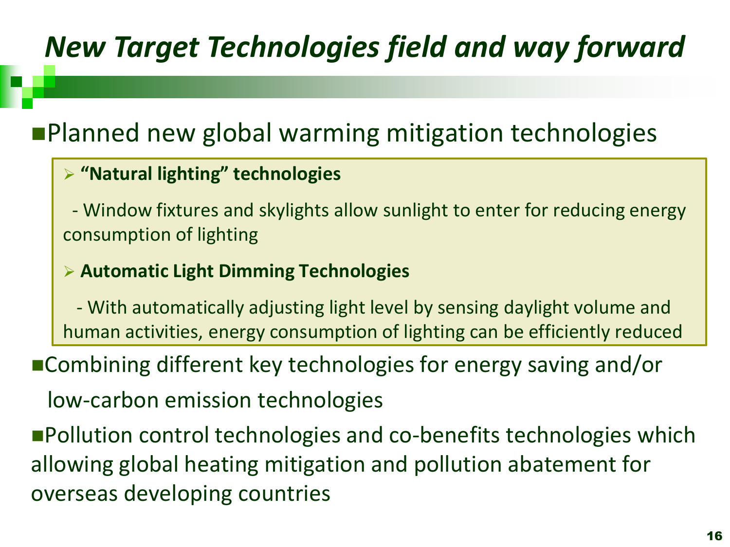# *New Target Technologies field and way forward*

- Planned new global warming mitigation technologies

  - **"Natural lighting" technologies**

    - Window fixtures and skylights allow sunlight to enter for reducing energy consumption of lighting

  - **Automatic Light Dimming Technologies**

    - With automatically adjusting light level by sensing daylight volume and human activities, energy consumption of lighting can be efficiently reduced

- Combining different key technologies for energy saving and/or low-carbon emission technologies

- Pollution control technologies and co-benefits technologies which allowing global heating mitigation and pollution abatement for overseas developing countries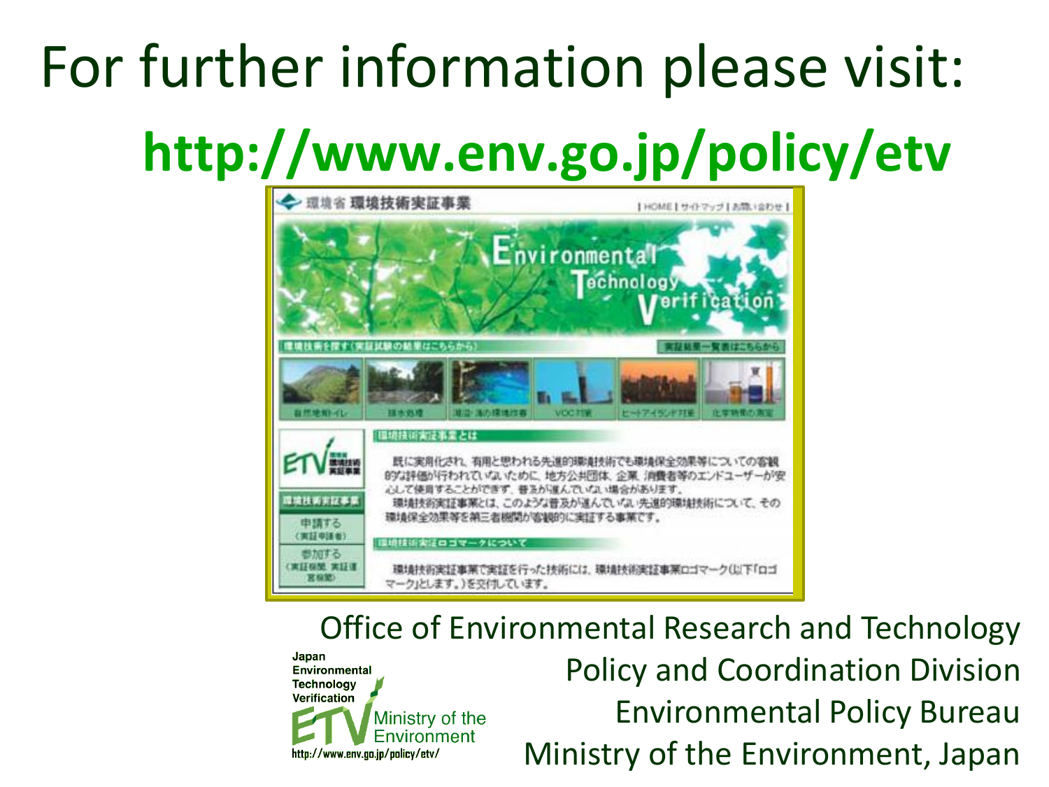# For further information please visit:

## http://www.env.go.jp/policy/etv

Office of Environmental Research and Technology
Policy and Coordination Division
Environmental Policy Bureau
Ministry of the Environment, Japan

Japan Environmental Technology Verification
ETV Ministry of the Environment
http://www.env.go.jp/policy/etv/